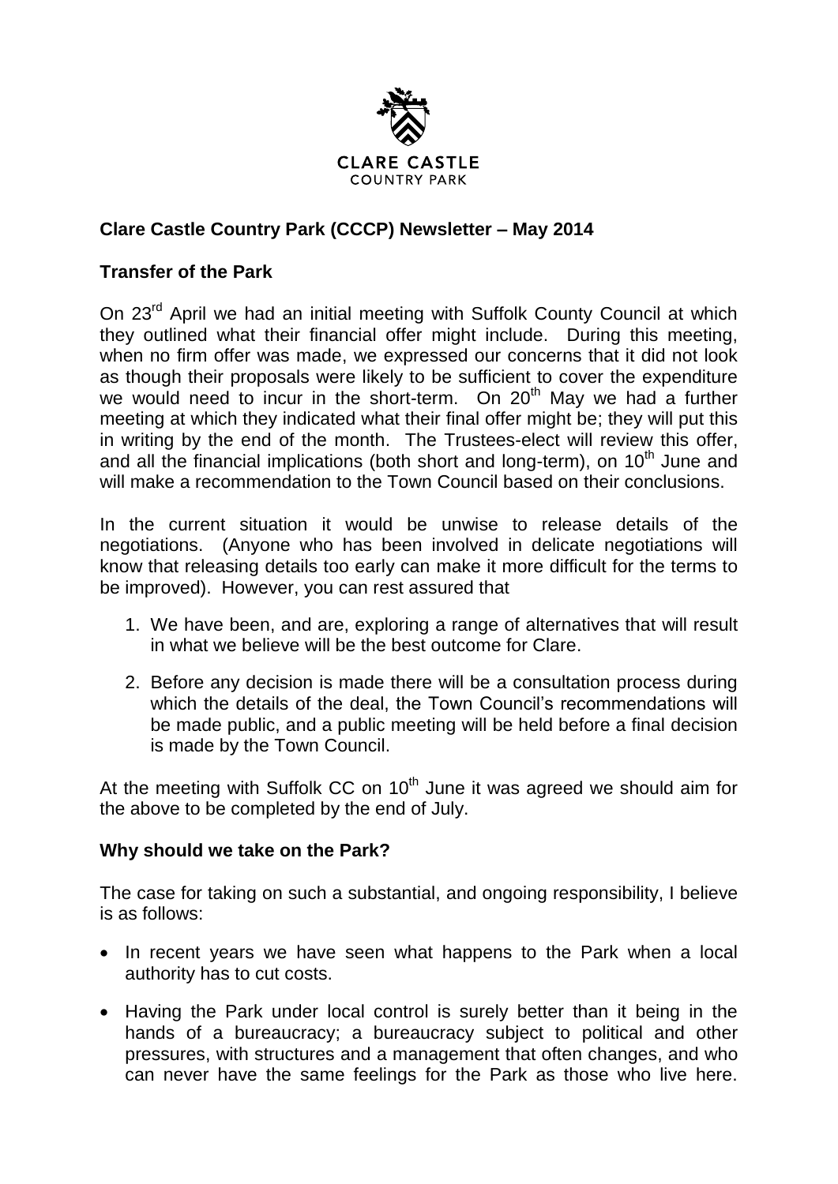CLARE CASTLE
COUNTRY PARK

**Clare Castle Country Park (CCCP) Newsletter – May 2014**

**Transfer of the Park**

On 23rd April we had an initial meeting with Suffolk County Council at which they outlined what their financial offer might include. During this meeting, when no firm offer was made, we expressed our concerns that it did not look as though their proposals were likely to be sufficient to cover the expenditure we would need to incur in the short-term. On 20th May we had a further meeting at which they indicated what their final offer might be; they will put this in writing by the end of the month. The Trustees-elect will review this offer, and all the financial implications (both short and long-term), on 10th June and will make a recommendation to the Town Council based on their conclusions.

In the current situation it would be unwise to release details of the negotiations. (Anyone who has been involved in delicate negotiations will know that releasing details too early can make it more difficult for the terms to be improved). However, you can rest assured that

1. We have been, and are, exploring a range of alternatives that will result in what we believe will be the best outcome for Clare.
2. Before any decision is made there will be a consultation process during which the details of the deal, the Town Council's recommendations will be made public, and a public meeting will be held before a final decision is made by the Town Council.

At the meeting with Suffolk CC on 10th June it was agreed we should aim for the above to be completed by the end of July.

**Why should we take on the Park?**

The case for taking on such a substantial, and ongoing responsibility, I believe is as follows:

- In recent years we have seen what happens to the Park when a local authority has to cut costs.
- Having the Park under local control is surely better than it being in the hands of a bureaucracy; a bureaucracy subject to political and other pressures, with structures and a management that often changes, and who can never have the same feelings for the Park as those who live here.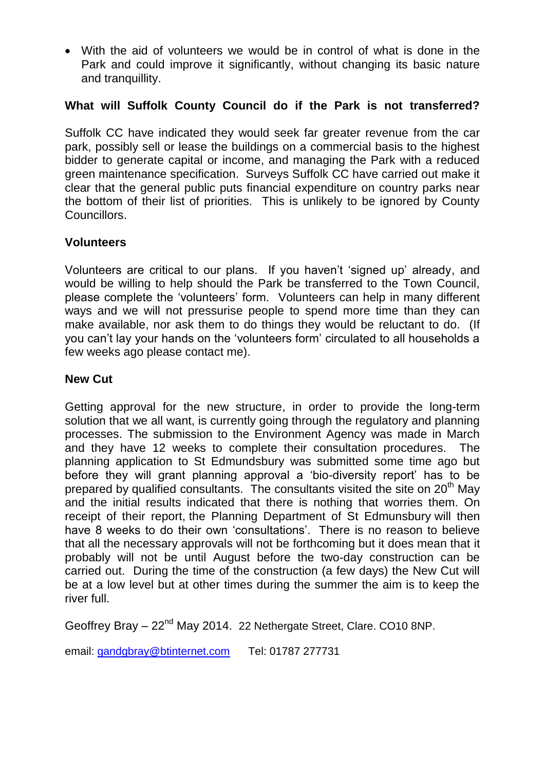- With the aid of volunteers we would be in control of what is done in the Park and could improve it significantly, without changing its basic nature and tranquillity.

**What will Suffolk County Council do if the Park is not transferred?**

Suffolk CC have indicated they would seek far greater revenue from the car park, possibly sell or lease the buildings on a commercial basis to the highest bidder to generate capital or income, and managing the Park with a reduced green maintenance specification. Surveys Suffolk CC have carried out make it clear that the general public puts financial expenditure on country parks near the bottom of their list of priorities. This is unlikely to be ignored by County Councillors.

**Volunteers**

Volunteers are critical to our plans. If you haven't 'signed up' already, and would be willing to help should the Park be transferred to the Town Council, please complete the 'volunteers' form. Volunteers can help in many different ways and we will not pressurise people to spend more time than they can make available, nor ask them to do things they would be reluctant to do. (If you can't lay your hands on the 'volunteers form' circulated to all households a few weeks ago please contact me).

**New Cut**

Getting approval for the new structure, in order to provide the long-term solution that we all want, is currently going through the regulatory and planning processes. The submission to the Environment Agency was made in March and they have 12 weeks to complete their consultation procedures. The planning application to St Edmundsbury was submitted some time ago but before they will grant planning approval a 'bio-diversity report' has to be prepared by qualified consultants. The consultants visited the site on 20th May and the initial results indicated that there is nothing that worries them. On receipt of their report, the Planning Department of St Edmunsbury will then have 8 weeks to do their own 'consultations'. There is no reason to believe that all the necessary approvals will not be forthcoming but it does mean that it probably will not be until August before the two-day construction can be carried out. During the time of the construction (a few days) the New Cut will be at a low level but at other times during the summer the aim is to keep the river full.

Geoffrey Bray – 22nd May 2014. 22 Nethergate Street, Clare. CO10 8NP.

email: gandgbray@btinternet.com Tel: 01787 277731